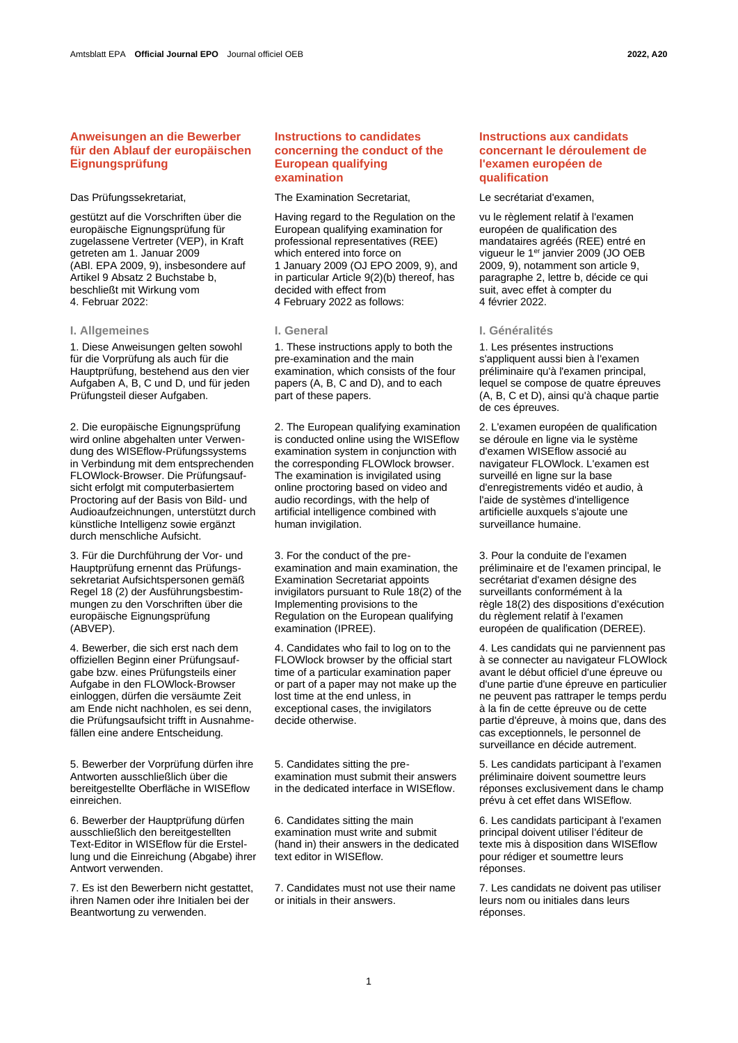## Anweisungen an die Bewerber für den Ablauf der europäischen Eignungsprüfung

Das Prüfungssekretariat,

gestützt auf die Vorschriften über die europäische Eignungsprüfung für zugelassene Vertreter (VEP), in Kraft getreten am 1. Januar 2009 (ABl. EPA 2009, 9), insbesondere auf Artikel 9 Absatz 2 Buchstabe b, beschließt mit Wirkung vom 4. Februar 2022:

### I. Allgemeines

1. Diese Anweisungen gelten sowohl für die Vorprüfung als auch für die Hauptprüfung, bestehend aus den vier Aufgaben A, B, C und D, und für jeden Prüfungsteil dieser Aufgaben.

2. Die europäische Eignungsprüfung wird online abgehalten unter Verwendung des WISEflow-Prüfungssystems in Verbindung mit dem entsprechenden FLOWlock-Browser. Die Prüfungsaufsicht erfolgt mit computerbasiertem Proctoring auf der Basis von Bild- und Audioaufzeichnungen, unterstützt durch künstliche Intelligenz sowie ergänzt durch menschliche Aufsicht.

3. Für die Durchführung der Vor- und Hauptprüfung ernennt das Prüfungssekretariat Aufsichtspersonen gemäß Regel 18 (2) der Ausführungsbestimmungen zu den Vorschriften über die europäische Eignungsprüfung (ABVEP).

4. Bewerber, die sich erst nach dem offiziellen Beginn einer Prüfungsaufgabe bzw. eines Prüfungsteils einer Aufgabe in den FLOWlock-Browser einloggen, dürfen die versäumte Zeit am Ende nicht nachholen, es sei denn, die Prüfungsaufsicht trifft in Ausnahmefällen eine andere Entscheidung.

5. Bewerber der Vorprüfung dürfen ihre Antworten ausschließlich über die bereitgestellte Oberfläche in WISEflow einreichen.

6. Bewerber der Hauptprüfung dürfen ausschließlich den bereitgestellten Text-Editor in WISEflow für die Erstellung und die Einreichung (Abgabe) ihrer Antwort verwenden.

7. Es ist den Bewerbern nicht gestattet, ihren Namen oder ihre Initialen bei der Beantwortung zu verwenden.

## Instructions to candidates concerning the conduct of the European qualifying examination

The Examination Secretariat,

Having regard to the Regulation on the European qualifying examination for professional representatives (REE) which entered into force on 1 January 2009 (OJ EPO 2009, 9), and in particular Article 9(2)(b) thereof, has decided with effect from 4 February 2022 as follows:

### I. General

1. These instructions apply to both the pre-examination and the main examination, which consists of the four papers (A, B, C and D), and to each part of these papers.

2. The European qualifying examination is conducted online using the WISEflow examination system in conjunction with the corresponding FLOWlock browser. The examination is invigilated using online proctoring based on video and audio recordings, with the help of artificial intelligence combined with human invigilation.

3. For the conduct of the pre-examination and main examination, the Examination Secretariat appoints invigilators pursuant to Rule 18(2) of the Implementing provisions to the Regulation on the European qualifying examination (IPREE).

4. Candidates who fail to log on to the FLOWlock browser by the official start time of a particular examination paper or part of a paper may not make up the lost time at the end unless, in exceptional cases, the invigilators decide otherwise.

5. Candidates sitting the pre-examination must submit their answers in the dedicated interface in WISEflow.

6. Candidates sitting the main examination must write and submit (hand in) their answers in the dedicated text editor in WISEflow.

7. Candidates must not use their name or initials in their answers.

## Instructions aux candidats concernant le déroulement de l'examen européen de qualification

Le secrétariat d'examen,

vu le règlement relatif à l'examen européen de qualification des mandataires agréés (REE) entré en vigueur le 1er janvier 2009 (JO OEB 2009, 9), notamment son article 9, paragraphe 2, lettre b, décide ce qui suit, avec effet à compter du 4 février 2022.

### I. Généralités

1. Les présentes instructions s'appliquent aussi bien à l'examen préliminaire qu'à l'examen principal, lequel se compose de quatre épreuves (A, B, C et D), ainsi qu'à chaque partie de ces épreuves.

2. L'examen européen de qualification se déroule en ligne via le système d'examen WISEflow associé au navigateur FLOWlock. L'examen est surveillé en ligne sur la base d'enregistrements vidéo et audio, à l'aide de systèmes d'intelligence artificielle auxquels s'ajoute une surveillance humaine.

3. Pour la conduite de l'examen préliminaire et de l'examen principal, le secrétariat d'examen désigne des surveillants conformément à la règle 18(2) des dispositions d'exécution du règlement relatif à l'examen européen de qualification (DEREE).

4. Les candidats qui ne parviennent pas à se connecter au navigateur FLOWlock avant le début officiel d'une épreuve ou d'une partie d'une épreuve en particulier ne peuvent pas rattraper le temps perdu à la fin de cette épreuve ou de cette partie d'épreuve, à moins que, dans des cas exceptionnels, le personnel de surveillance en décide autrement.

5. Les candidats participant à l'examen préliminaire doivent soumettre leurs réponses exclusivement dans le champ prévu à cet effet dans WISEflow.

6. Les candidats participant à l'examen principal doivent utiliser l'éditeur de texte mis à disposition dans WISEflow pour rédiger et soumettre leurs réponses.

7. Les candidats ne doivent pas utiliser leurs nom ou initiales dans leurs réponses.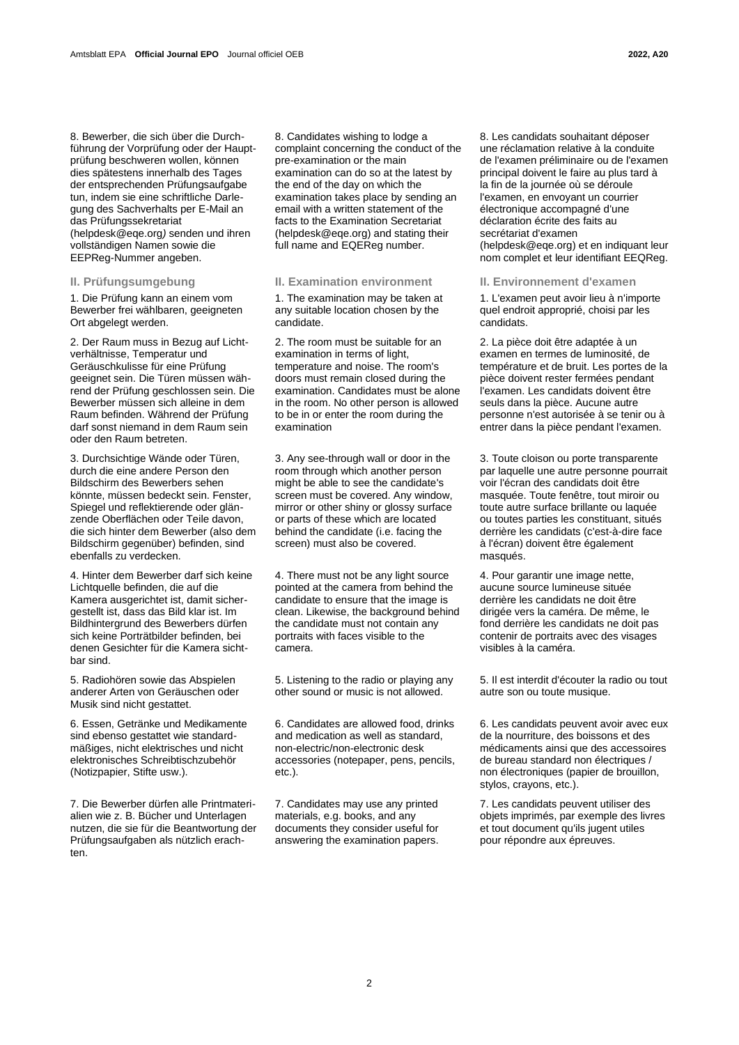8. Bewerber, die sich über die Durchführung der Vorprüfung oder der Hauptprüfung beschweren wollen, können dies spätestens innerhalb des Tages der entsprechenden Prüfungsaufgabe tun, indem sie eine schriftliche Darlegung des Sachverhalts per E-Mail an das Prüfungssekretariat (helpdesk@eqe.org) senden und ihren vollständigen Namen sowie die EEPReg-Nummer angeben.

## II. Prüfungsumgebung

1. Die Prüfung kann an einem vom Bewerber frei wählbaren, geeigneten Ort abgelegt werden.

2. Der Raum muss in Bezug auf Lichtverhältnisse, Temperatur und Geräuschkulisse für eine Prüfung geeignet sein. Die Türen müssen während der Prüfung geschlossen sein. Die Bewerber müssen sich alleine in dem Raum befinden. Während der Prüfung darf sonst niemand in dem Raum sein oder den Raum betreten.

3. Durchsichtige Wände oder Türen, durch die eine andere Person den Bildschirm des Bewerbers sehen könnte, müssen bedeckt sein. Fenster, Spiegel und reflektierende oder glänzende Oberflächen oder Teile davon, die sich hinter dem Bewerber (also dem Bildschirm gegenüber) befinden, sind ebenfalls zu verdecken.

4. Hinter dem Bewerber darf sich keine Lichtquelle befinden, die auf die Kamera ausgerichtet ist, damit sichergestellt ist, dass das Bild klar ist. Im Bildhintergrund des Bewerbers dürfen sich keine Porträtbilder befinden, bei denen Gesichter für die Kamera sichtbar sind.

5. Radiohören sowie das Abspielen anderer Arten von Geräuschen oder Musik sind nicht gestattet.

6. Essen, Getränke und Medikamente sind ebenso gestattet wie standardmäßiges, nicht elektrisches und nicht elektronisches Schreibtischzubehör (Notizpapier, Stifte usw.).

7. Die Bewerber dürfen alle Printmaterialien wie z. B. Bücher und Unterlagen nutzen, die sie für die Beantwortung der Prüfungsaufgaben als nützlich erachten.

8. Candidates wishing to lodge a complaint concerning the conduct of the pre-examination or the main examination can do so at the latest by the end of the day on which the examination takes place by sending an email with a written statement of the facts to the Examination Secretariat (helpdesk@eqe.org) and stating their full name and EQEReg number.

## II. Examination environment

1. The examination may be taken at any suitable location chosen by the candidate.

2. The room must be suitable for an examination in terms of light, temperature and noise. The room's doors must remain closed during the examination. Candidates must be alone in the room. No other person is allowed to be in or enter the room during the examination

3. Any see-through wall or door in the room through which another person might be able to see the candidate's screen must be covered. Any window, mirror or other shiny or glossy surface or parts of these which are located behind the candidate (i.e. facing the screen) must also be covered.

4. There must not be any light source pointed at the camera from behind the candidate to ensure that the image is clean. Likewise, the background behind the candidate must not contain any portraits with faces visible to the camera.

5. Listening to the radio or playing any other sound or music is not allowed.

6. Candidates are allowed food, drinks and medication as well as standard, non-electric/non-electronic desk accessories (notepaper, pens, pencils, etc.).

7. Candidates may use any printed materials, e.g. books, and any documents they consider useful for answering the examination papers.

8. Les candidats souhaitant déposer une réclamation relative à la conduite de l'examen préliminaire ou de l'examen principal doivent le faire au plus tard à la fin de la journée où se déroule l'examen, en envoyant un courrier électronique accompagné d'une déclaration écrite des faits au secrétariat d'examen (helpdesk@eqe.org) et en indiquant leur nom complet et leur identifiant EEQReg.

## II. Environnement d'examen

1. L'examen peut avoir lieu à n'importe quel endroit approprié, choisi par les candidats.

2. La pièce doit être adaptée à un examen en termes de luminosité, de température et de bruit. Les portes de la pièce doivent rester fermées pendant l'examen. Les candidats doivent être seuls dans la pièce. Aucune autre personne n'est autorisée à se tenir ou à entrer dans la pièce pendant l'examen.

3. Toute cloison ou porte transparente par laquelle une autre personne pourrait voir l'écran des candidats doit être masquée. Toute fenêtre, tout miroir ou toute autre surface brillante ou laquée ou toutes parties les constituant, situés derrière les candidats (c'est-à-dire face à l'écran) doivent être également masqués.

4. Pour garantir une image nette, aucune source lumineuse située derrière les candidats ne doit être dirigée vers la caméra. De même, le fond derrière les candidats ne doit pas contenir de portraits avec des visages visibles à la caméra.

5. Il est interdit d'écouter la radio ou tout autre son ou toute musique.

6. Les candidats peuvent avoir avec eux de la nourriture, des boissons et des médicaments ainsi que des accessoires de bureau standard non électriques / non électroniques (papier de brouillon, stylos, crayons, etc.).

7. Les candidats peuvent utiliser des objets imprimés, par exemple des livres et tout document qu'ils jugent utiles pour répondre aux épreuves.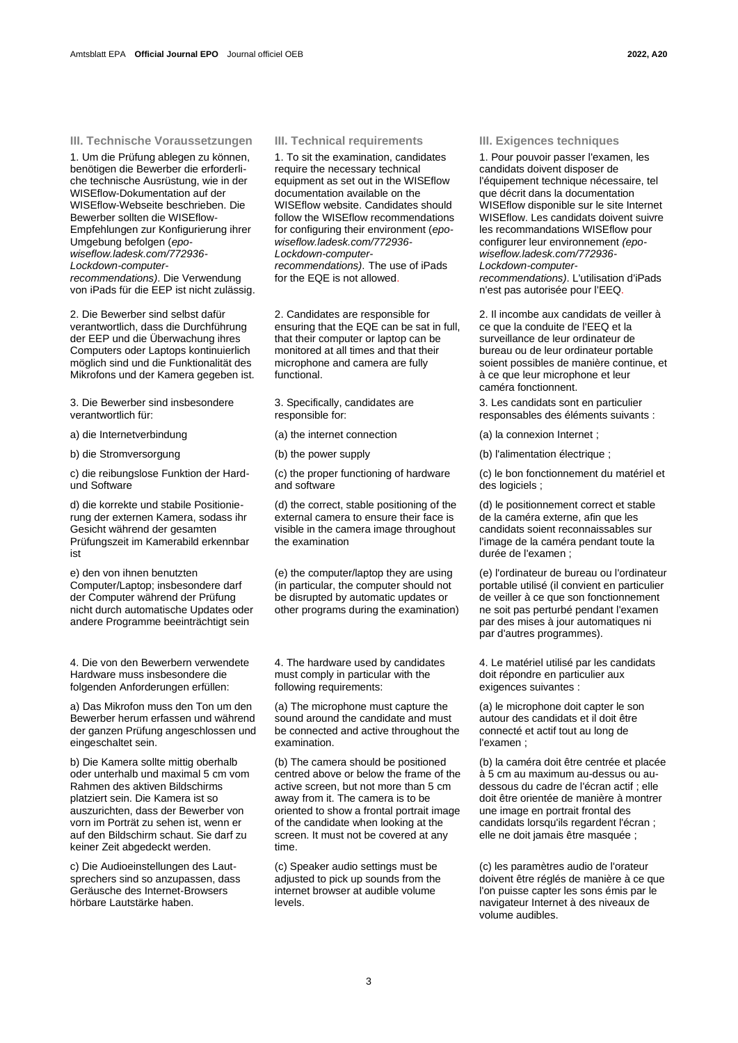## III. Technische Voraussetzungen

1. Um die Prüfung ablegen zu können, benötigen die Bewerber die erforderliche technische Ausrüstung, wie in der WISEflow-Dokumentation auf der WISEflow-Webseite beschrieben. Die Bewerber sollten die WISEflow-Empfehlungen zur Konfigurierung ihrer Umgebung befolgen (*epo-wiseflow.ladesk.com/772936-Lockdown-computer-recommendations)*. Die Verwendung von iPads für die EEP ist nicht zulässig.

2. Die Bewerber sind selbst dafür verantwortlich, dass die Durchführung der EEP und die Überwachung ihres Computers oder Laptops kontinuierlich möglich sind und die Funktionalität des Mikrofons und der Kamera gegeben ist.

3. Die Bewerber sind insbesondere verantwortlich für:

a) die Internetverbindung

b) die Stromversorgung

c) die reibungslose Funktion der Hard- und Software

d) die korrekte und stabile Positionierung der externen Kamera, sodass ihr Gesicht während der gesamten Prüfungszeit im Kamerabild erkennbar ist

e) den von ihnen benutzten Computer/Laptop; insbesondere darf der Computer während der Prüfung nicht durch automatische Updates oder andere Programme beeinträchtigt sein

4. Die von den Bewerbern verwendete Hardware muss insbesondere die folgenden Anforderungen erfüllen:

a) Das Mikrofon muss den Ton um den Bewerber herum erfassen und während der ganzen Prüfung angeschlossen und eingeschaltet sein.

b) Die Kamera sollte mittig oberhalb oder unterhalb und maximal 5 cm vom Rahmen des aktiven Bildschirms platziert sein. Die Kamera ist so auszurichten, dass der Bewerber von vorn im Porträt zu sehen ist, wenn er auf den Bildschirm schaut. Sie darf zu keiner Zeit abgedeckt werden.

c) Die Audioeinstellungen des Lautsprechers sind so anzupassen, dass Geräusche des Internet-Browsers hörbare Lautstärke haben.

## III. Technical requirements

1. To sit the examination, candidates require the necessary technical equipment as set out in the WISEflow documentation available on the WISEflow website. Candidates should follow the WISEflow recommendations for configuring their environment (*epo-wiseflow.ladesk.com/772936-Lockdown-computer-recommendations)*. The use of iPads for the EQE is not allowed.

2. Candidates are responsible for ensuring that the EQE can be sat in full, that their computer or laptop can be monitored at all times and that their microphone and camera are fully functional.

3. Specifically, candidates are responsible for:

(a) the internet connection

(b) the power supply

(c) the proper functioning of hardware and software

(d) the correct, stable positioning of the external camera to ensure their face is visible in the camera image throughout the examination

(e) the computer/laptop they are using (in particular, the computer should not be disrupted by automatic updates or other programs during the examination)

4. The hardware used by candidates must comply in particular with the following requirements:

(a) The microphone must capture the sound around the candidate and must be connected and active throughout the examination.

(b) The camera should be positioned centred above or below the frame of the active screen, but not more than 5 cm away from it. The camera is to be oriented to show a frontal portrait image of the candidate when looking at the screen. It must not be covered at any time.

(c) Speaker audio settings must be adjusted to pick up sounds from the internet browser at audible volume levels.

## III. Exigences techniques

1. Pour pouvoir passer l'examen, les candidats doivent disposer de l'équipement technique nécessaire, tel que décrit dans la documentation WISEflow disponible sur le site Internet WISEflow. Les candidats doivent suivre les recommandations WISEflow pour configurer leur environnement *(epo-wiseflow.ladesk.com/772936-Lockdown-computer-recommendations)*. L'utilisation d'iPads n'est pas autorisée pour l'EEQ.

2. Il incombe aux candidats de veiller à ce que la conduite de l'EEQ et la surveillance de leur ordinateur de bureau ou de leur ordinateur portable soient possibles de manière continue, et à ce que leur microphone et leur caméra fonctionnent.

3. Les candidats sont en particulier responsables des éléments suivants :

(a) la connexion Internet ;

(b) l'alimentation électrique ;

(c) le bon fonctionnement du matériel et des logiciels ;

(d) le positionnement correct et stable de la caméra externe, afin que les candidats soient reconnaissables sur l'image de la caméra pendant toute la durée de l'examen ;

(e) l'ordinateur de bureau ou l'ordinateur portable utilisé (il convient en particulier de veiller à ce que son fonctionnement ne soit pas perturbé pendant l'examen par des mises à jour automatiques ni par d'autres programmes).

4. Le matériel utilisé par les candidats doit répondre en particulier aux exigences suivantes :

(a) le microphone doit capter le son autour des candidats et il doit être connecté et actif tout au long de l'examen ;

(b) la caméra doit être centrée et placée à 5 cm au maximum au-dessus ou au-dessous du cadre de l'écran actif ; elle doit être orientée de manière à montrer une image en portrait frontal des candidats lorsqu'ils regardent l'écran ; elle ne doit jamais être masquée ;

(c) les paramètres audio de l'orateur doivent être réglés de manière à ce que l'on puisse capter les sons émis par le navigateur Internet à des niveaux de volume audibles.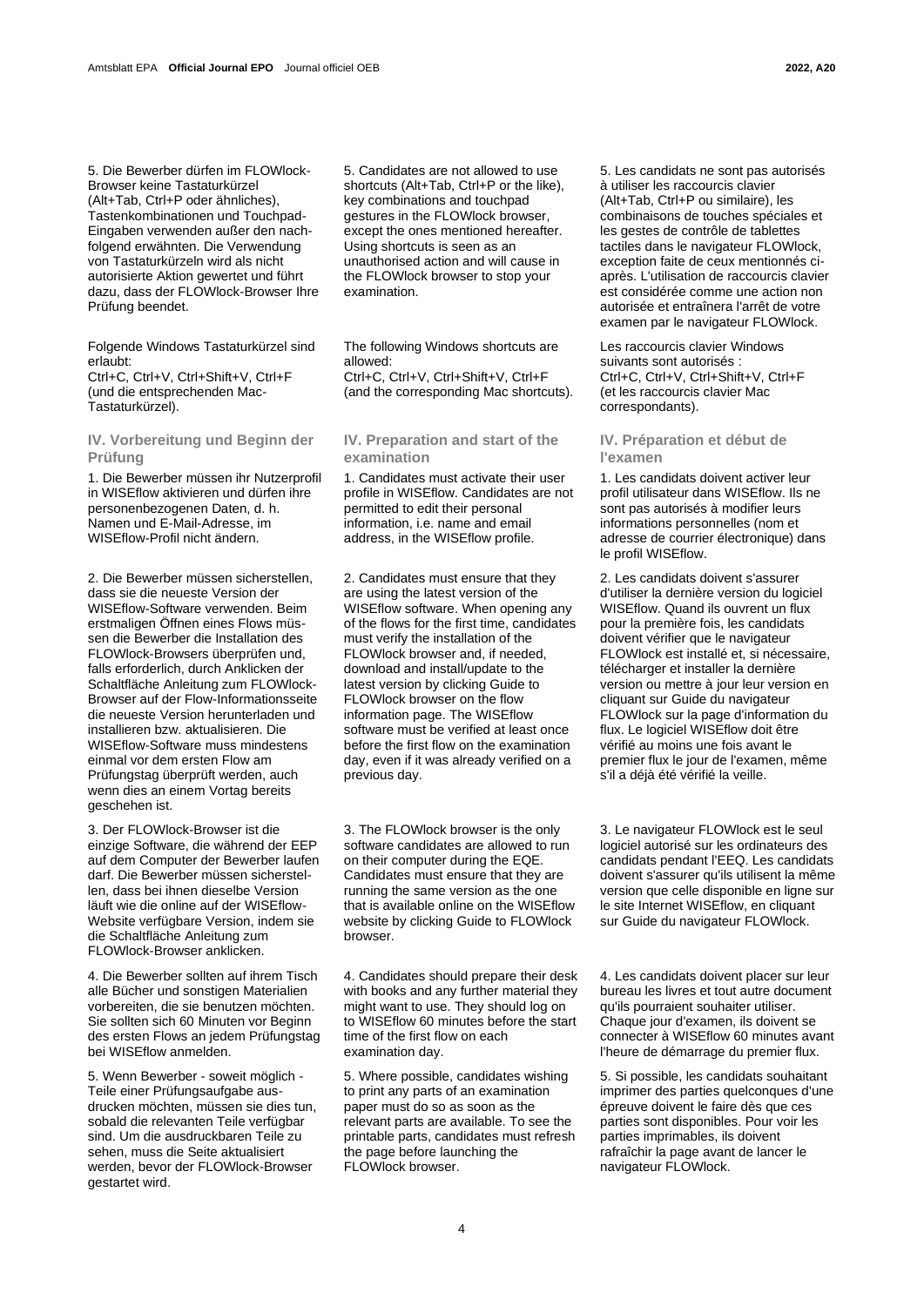5. Die Bewerber dürfen im FLOWlock-Browser keine Tastaturkürzel (Alt+Tab, Ctrl+P oder ähnliches), Tastenkombinationen und Touchpad-Eingaben verwenden außer den nachfolgend erwähnten. Die Verwendung von Tastaturkürzeln wird als nicht autorisierte Aktion gewertet und führt dazu, dass der FLOWlock-Browser Ihre Prüfung beendet.

Folgende Windows Tastaturkürzel sind erlaubt:
Ctrl+C, Ctrl+V, Ctrl+Shift+V, Ctrl+F (und die entsprechenden Mac-Tastaturkürzel).

## IV. Vorbereitung und Beginn der Prüfung

1. Die Bewerber müssen ihr Nutzerprofil in WISEflow aktivieren und dürfen ihre personenbezogenen Daten, d. h. Namen und E-Mail-Adresse, im WISEflow-Profil nicht ändern.

2. Die Bewerber müssen sicherstellen, dass sie die neueste Version der WISEflow-Software verwenden. Beim erstmaligen Öffnen eines Flows müssen die Bewerber die Installation des FLOWlock-Browsers überprüfen und, falls erforderlich, durch Anklicken der Schaltfläche Anleitung zum FLOWlock-Browser auf der Flow-Informationsseite die neueste Version herunterladen und installieren bzw. aktualisieren. Die WISEflow-Software muss mindestens einmal vor dem ersten Flow am Prüfungstag überprüft werden, auch wenn dies an einem Vortag bereits geschehen ist.

3. Der FLOWlock-Browser ist die einzige Software, die während der EEP auf dem Computer der Bewerber laufen darf. Die Bewerber müssen sicherstellen, dass bei ihnen dieselbe Version läuft wie die online auf der WISEflow-Website verfügbare Version, indem sie die Schaltfläche Anleitung zum FLOWlock-Browser anklicken.

4. Die Bewerber sollten auf ihrem Tisch alle Bücher und sonstigen Materialien vorbereiten, die sie benutzen möchten. Sie sollten sich 60 Minuten vor Beginn des ersten Flows an jedem Prüfungstag bei WISEflow anmelden.

5. Wenn Bewerber - soweit möglich - Teile einer Prüfungsaufgabe ausdrucken möchten, müssen sie dies tun, sobald die relevanten Teile verfügbar sind. Um die ausdruckbaren Teile zu sehen, muss die Seite aktualisiert werden, bevor der FLOWlock-Browser gestartet wird.

5. Candidates are not allowed to use shortcuts (Alt+Tab, Ctrl+P or the like), key combinations and touchpad gestures in the FLOWlock browser, except the ones mentioned hereafter. Using shortcuts is seen as an unauthorised action and will cause in the FLOWlock browser to stop your examination.

The following Windows shortcuts are allowed:
Ctrl+C, Ctrl+V, Ctrl+Shift+V, Ctrl+F (and the corresponding Mac shortcuts).

## IV. Preparation and start of the examination

1. Candidates must activate their user profile in WISEflow. Candidates are not permitted to edit their personal information, i.e. name and email address, in the WISEflow profile.

2. Candidates must ensure that they are using the latest version of the WISEflow software. When opening any of the flows for the first time, candidates must verify the installation of the FLOWlock browser and, if needed, download and install/update to the latest version by clicking Guide to FLOWlock browser on the flow information page. The WISEflow software must be verified at least once before the first flow on the examination day, even if it was already verified on a previous day.

3. The FLOWlock browser is the only software candidates are allowed to run on their computer during the EQE. Candidates must ensure that they are running the same version as the one that is available online on the WISEflow website by clicking Guide to FLOWlock browser.

4. Candidates should prepare their desk with books and any further material they might want to use. They should log on to WISEflow 60 minutes before the start time of the first flow on each examination day.

5. Where possible, candidates wishing to print any parts of an examination paper must do so as soon as the relevant parts are available. To see the printable parts, candidates must refresh the page before launching the FLOWlock browser.

5. Les candidats ne sont pas autorisés à utiliser les raccourcis clavier (Alt+Tab, Ctrl+P ou similaire), les combinaisons de touches spéciales et les gestes de contrôle de tablettes tactiles dans le navigateur FLOWlock, exception faite de ceux mentionnés ci-après. L'utilisation de raccourcis clavier est considérée comme une action non autorisée et entraînera l'arrêt de votre examen par le navigateur FLOWlock.

Les raccourcis clavier Windows suivants sont autorisés :
Ctrl+C, Ctrl+V, Ctrl+Shift+V, Ctrl+F (et les raccourcis clavier Mac correspondants).

## IV. Préparation et début de l'examen

1. Les candidats doivent activer leur profil utilisateur dans WISEflow. Ils ne sont pas autorisés à modifier leurs informations personnelles (nom et adresse de courrier électronique) dans le profil WISEflow.

2. Les candidats doivent s'assurer d'utiliser la dernière version du logiciel WISEflow. Quand ils ouvrent un flux pour la première fois, les candidats doivent vérifier que le navigateur FLOWlock est installé et, si nécessaire, télécharger et installer la dernière version ou mettre à jour leur version en cliquant sur Guide du navigateur FLOWlock sur la page d'information du flux. Le logiciel WISEflow doit être vérifié au moins une fois avant le premier flux le jour de l'examen, même s'il a déjà été vérifié la veille.

3. Le navigateur FLOWlock est le seul logiciel autorisé sur les ordinateurs des candidats pendant l'EEQ. Les candidats doivent s'assurer qu'ils utilisent la même version que celle disponible en ligne sur le site Internet WISEflow, en cliquant sur Guide du navigateur FLOWlock.

4. Les candidats doivent placer sur leur bureau les livres et tout autre document qu'ils pourraient souhaiter utiliser. Chaque jour d'examen, ils doivent se connecter à WISEflow 60 minutes avant l'heure de démarrage du premier flux.

5. Si possible, les candidats souhaitant imprimer des parties quelconques d'une épreuve doivent le faire dès que ces parties sont disponibles. Pour voir les parties imprimables, ils doivent rafraîchir la page avant de lancer le navigateur FLOWlock.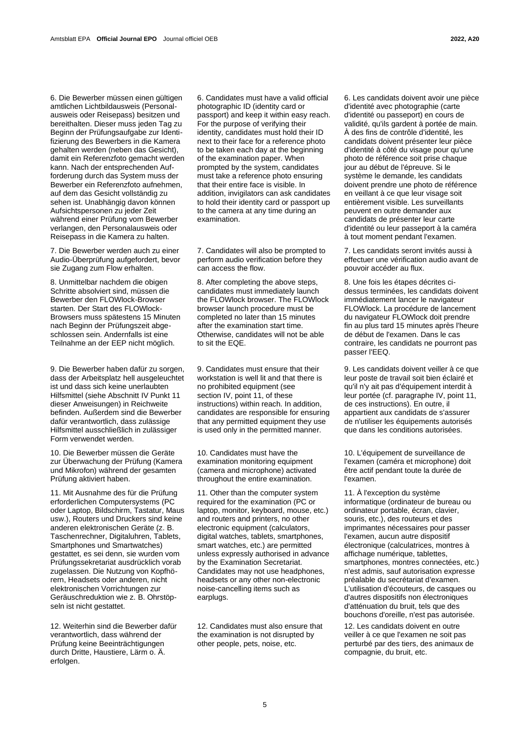6. Die Bewerber müssen einen gültigen amtlichen Lichtbildausweis (Personalausweis oder Reisepass) besitzen und bereithalten. Dieser muss jeden Tag zu Beginn der Prüfungsaufgabe zur Identifizierung des Bewerbers in die Kamera gehalten werden (neben das Gesicht), damit ein Referenzfoto gemacht werden kann. Nach der entsprechenden Aufforderung durch das System muss der Bewerber ein Referenzfoto aufnehmen, auf dem das Gesicht vollständig zu sehen ist. Unabhängig davon können Aufsichtspersonen zu jeder Zeit während einer Prüfung vom Bewerber verlangen, den Personalausweis oder Reisepass in die Kamera zu halten.

7. Die Bewerber werden auch zu einer Audio-Überprüfung aufgefordert, bevor sie Zugang zum Flow erhalten.

8. Unmittelbar nachdem die obigen Schritte absolviert sind, müssen die Bewerber den FLOWlock-Browser starten. Der Start des FLOWlock-Browsers muss spätestens 15 Minuten nach Beginn der Prüfungszeit abgeschlossen sein. Andernfalls ist eine Teilnahme an der EEP nicht möglich.

9. Die Bewerber haben dafür zu sorgen, dass der Arbeitsplatz hell ausgeleuchtet ist und dass sich keine unerlaubten Hilfsmittel (siehe Abschnitt IV Punkt 11 dieser Anweisungen) in Reichweite befinden. Außerdem sind die Bewerber dafür verantwortlich, dass zulässige Hilfsmittel ausschließlich in zulässiger Form verwendet werden.

10. Die Bewerber müssen die Geräte zur Überwachung der Prüfung (Kamera und Mikrofon) während der gesamten Prüfung aktiviert haben.

11. Mit Ausnahme des für die Prüfung erforderlichen Computersystems (PC oder Laptop, Bildschirm, Tastatur, Maus usw.), Routers und Druckers sind keine anderen elektronischen Geräte (z. B. Taschenrechner, Digitaluhren, Tablets, Smartphones und Smartwatches) gestattet, es sei denn, sie wurden vom Prüfungssekretariat ausdrücklich vorab zugelassen. Die Nutzung von Kopfhörern, Headsets oder anderen, nicht elektronischen Vorrichtungen zur Geräuschreduktion wie z. B. Ohrstöpseln ist nicht gestattet.

12. Weiterhin sind die Bewerber dafür verantwortlich, dass während der Prüfung keine Beeinträchtigungen durch Dritte, Haustiere, Lärm o. Ä. erfolgen.

6. Candidates must have a valid official photographic ID (identity card or passport) and keep it within easy reach. For the purpose of verifying their identity, candidates must hold their ID next to their face for a reference photo to be taken each day at the beginning of the examination paper. When prompted by the system, candidates must take a reference photo ensuring that their entire face is visible. In addition, invigilators can ask candidates to hold their identity card or passport up to the camera at any time during an examination.

7. Candidates will also be prompted to perform audio verification before they can access the flow.

8. After completing the above steps, candidates must immediately launch the FLOWlock browser. The FLOWlock browser launch procedure must be completed no later than 15 minutes after the examination start time. Otherwise, candidates will not be able to sit the EQE.

9. Candidates must ensure that their workstation is well lit and that there is no prohibited equipment (see section IV, point 11, of these instructions) within reach. In addition, candidates are responsible for ensuring that any permitted equipment they use is used only in the permitted manner.

10. Candidates must have the examination monitoring equipment (camera and microphone) activated throughout the entire examination.

11. Other than the computer system required for the examination (PC or laptop, monitor, keyboard, mouse, etc.) and routers and printers, no other electronic equipment (calculators, digital watches, tablets, smartphones, smart watches, etc.) are permitted unless expressly authorised in advance by the Examination Secretariat. Candidates may not use headphones, headsets or any other non-electronic noise-cancelling items such as earplugs.

12. Candidates must also ensure that the examination is not disrupted by other people, pets, noise, etc.

6. Les candidats doivent avoir une pièce d'identité avec photographie (carte d'identité ou passeport) en cours de validité, qu'ils gardent à portée de main. À des fins de contrôle d'identité, les candidats doivent présenter leur pièce d'identité à côté du visage pour qu'une photo de référence soit prise chaque jour au début de l'épreuve. Si le système le demande, les candidats doivent prendre une photo de référence en veillant à ce que leur visage soit entièrement visible. Les surveillants peuvent en outre demander aux candidats de présenter leur carte d'identité ou leur passeport à la caméra à tout moment pendant l'examen.

7. Les candidats seront invités aussi à effectuer une vérification audio avant de pouvoir accéder au flux.

8. Une fois les étapes décrites ci-dessus terminées, les candidats doivent immédiatement lancer le navigateur FLOWlock. La procédure de lancement du navigateur FLOWlock doit prendre fin au plus tard 15 minutes après l'heure de début de l'examen. Dans le cas contraire, les candidats ne pourront pas passer l'EEQ.

9. Les candidats doivent veiller à ce que leur poste de travail soit bien éclairé et qu'il n'y ait pas d'équipement interdit à leur portée (cf. paragraphe IV, point 11, de ces instructions). En outre, il appartient aux candidats de s'assurer de n'utiliser les équipements autorisés que dans les conditions autorisées.

10. L'équipement de surveillance de l'examen (caméra et microphone) doit être actif pendant toute la durée de l'examen.

11. À l'exception du système informatique (ordinateur de bureau ou ordinateur portable, écran, clavier, souris, etc.), des routeurs et des imprimantes nécessaires pour passer l'examen, aucun autre dispositif électronique (calculatrices, montres à affichage numérique, tablettes, smartphones, montres connectées, etc.) n'est admis, sauf autorisation expresse préalable du secrétariat d'examen. L'utilisation d'écouteurs, de casques ou d'autres dispositifs non électroniques d'atténuation du bruit, tels que des bouchons d'oreille, n'est pas autorisée.

12. Les candidats doivent en outre veiller à ce que l'examen ne soit pas perturbé par des tiers, des animaux de compagnie, du bruit, etc.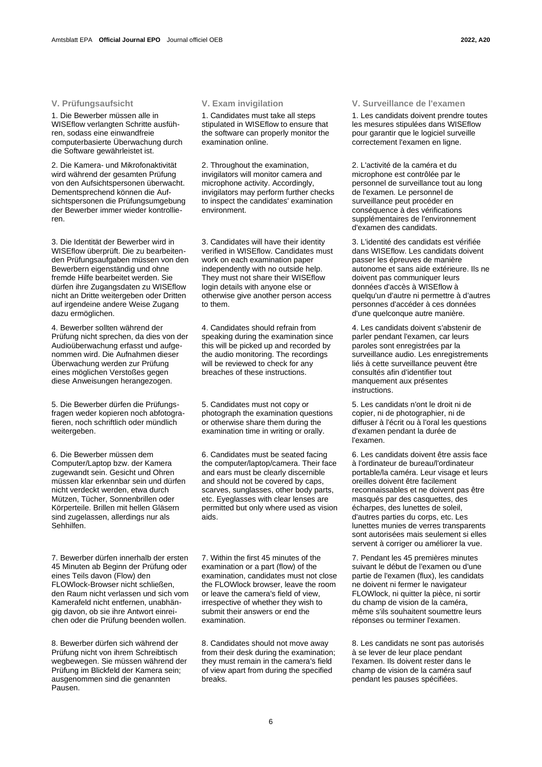## V. Prüfungsaufsicht

1. Die Bewerber müssen alle in WISEflow verlangten Schritte ausführen, sodass eine einwandfreie computerbasierte Überwachung durch die Software gewährleistet ist.

2. Die Kamera- und Mikrofonaktivität wird während der gesamten Prüfung von den Aufsichtspersonen überwacht. Dementsprechend können die Aufsichtspersonen die Prüfungsumgebung der Bewerber immer wieder kontrollieren.

3. Die Identität der Bewerber wird in WISEflow überprüft. Die zu bearbeitenden Prüfungsaufgaben müssen von den Bewerbern eigenständig und ohne fremde Hilfe bearbeitet werden. Sie dürfen ihre Zugangsdaten zu WISEflow nicht an Dritte weitergeben oder Dritten auf irgendeine andere Weise Zugang dazu ermöglichen.

4. Bewerber sollten während der Prüfung nicht sprechen, da dies von der Audioüberwachung erfasst und aufgenommen wird. Die Aufnahmen dieser Überwachung werden zur Prüfung eines möglichen Verstoßes gegen diese Anweisungen herangezogen.

5. Die Bewerber dürfen die Prüfungsfragen weder kopieren noch abfotografieren, noch schriftlich oder mündlich weitergeben.

6. Die Bewerber müssen dem Computer/Laptop bzw. der Kamera zugewandt sein. Gesicht und Ohren müssen klar erkennbar sein und dürfen nicht verdeckt werden, etwa durch Mützen, Tücher, Sonnenbrillen oder Körperteile. Brillen mit hellen Gläsern sind zugelassen, allerdings nur als Sehhilfen.

7. Bewerber dürfen innerhalb der ersten 45 Minuten ab Beginn der Prüfung oder eines Teils davon (Flow) den FLOWlock-Browser nicht schließen, den Raum nicht verlassen und sich vom Kamerafeld nicht entfernen, unabhängig davon, ob sie ihre Antwort einreichen oder die Prüfung beenden wollen.

8. Bewerber dürfen sich während der Prüfung nicht von ihrem Schreibtisch wegbewegen. Sie müssen während der Prüfung im Blickfeld der Kamera sein; ausgenommen sind die genannten Pausen.

## V. Exam invigilation

1. Candidates must take all steps stipulated in WISEflow to ensure that the software can properly monitor the examination online.

2. Throughout the examination, invigilators will monitor camera and microphone activity. Accordingly, invigilators may perform further checks to inspect the candidates' examination environment.

3. Candidates will have their identity verified in WISEflow. Candidates must work on each examination paper independently with no outside help. They must not share their WISEflow login details with anyone else or otherwise give another person access to them.

4. Candidates should refrain from speaking during the examination since this will be picked up and recorded by the audio monitoring. The recordings will be reviewed to check for any breaches of these instructions.

5. Candidates must not copy or photograph the examination questions or otherwise share them during the examination time in writing or orally.

6. Candidates must be seated facing the computer/laptop/camera. Their face and ears must be clearly discernible and should not be covered by caps, scarves, sunglasses, other body parts, etc. Eyeglasses with clear lenses are permitted but only where used as vision aids.

7. Within the first 45 minutes of the examination or a part (flow) of the examination, candidates must not close the FLOWlock browser, leave the room or leave the camera's field of view, irrespective of whether they wish to submit their answers or end the examination.

8. Candidates should not move away from their desk during the examination; they must remain in the camera's field of view apart from during the specified breaks.

## V. Surveillance de l'examen

1. Les candidats doivent prendre toutes les mesures stipulées dans WISEflow pour garantir que le logiciel surveille correctement l'examen en ligne.

2. L'activité de la caméra et du microphone est contrôlée par le personnel de surveillance tout au long de l'examen. Le personnel de surveillance peut procéder en conséquence à des vérifications supplémentaires de l'environnement d'examen des candidats.

3. L'identité des candidats est vérifiée dans WISEflow. Les candidats doivent passer les épreuves de manière autonome et sans aide extérieure. Ils ne doivent pas communiquer leurs données d'accès à WISEflow à quelqu'un d'autre ni permettre à d'autres personnes d'accéder à ces données d'une quelconque autre manière.

4. Les candidats doivent s'abstenir de parler pendant l'examen, car leurs paroles sont enregistrées par la surveillance audio. Les enregistrements liés à cette surveillance peuvent être consultés afin d'identifier tout manquement aux présentes instructions.

5. Les candidats n'ont le droit ni de copier, ni de photographier, ni de diffuser à l'écrit ou à l'oral les questions d'examen pendant la durée de l'examen.

6. Les candidats doivent être assis face à l'ordinateur de bureau/l'ordinateur portable/la caméra. Leur visage et leurs oreilles doivent être facilement reconnaissables et ne doivent pas être masqués par des casquettes, des écharpes, des lunettes de soleil, d'autres parties du corps, etc. Les lunettes munies de verres transparents sont autorisées mais seulement si elles servent à corriger ou améliorer la vue.

7. Pendant les 45 premières minutes suivant le début de l'examen ou d'une partie de l'examen (flux), les candidats ne doivent ni fermer le navigateur FLOWlock, ni quitter la pièce, ni sortir du champ de vision de la caméra, même s'ils souhaitent soumettre leurs réponses ou terminer l'examen.

8. Les candidats ne sont pas autorisés à se lever de leur place pendant l'examen. Ils doivent rester dans le champ de vision de la caméra sauf pendant les pauses spécifiées.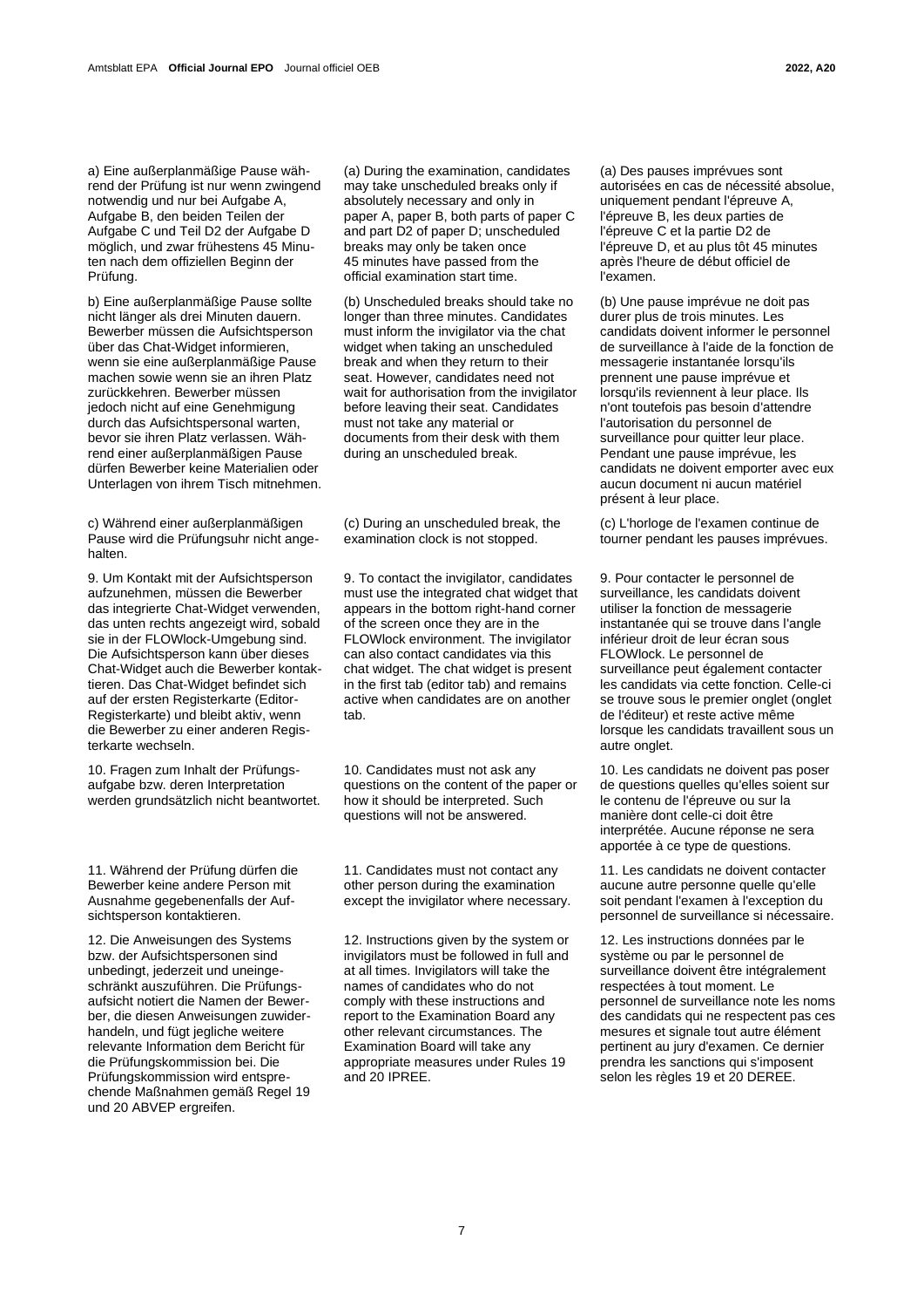a) Eine außerplanmäßige Pause während der Prüfung ist nur wenn zwingend notwendig und nur bei Aufgabe A, Aufgabe B, den beiden Teilen der Aufgabe C und Teil D2 der Aufgabe D möglich, und zwar frühestens 45 Minuten nach dem offiziellen Beginn der Prüfung.

b) Eine außerplanmäßige Pause sollte nicht länger als drei Minuten dauern. Bewerber müssen die Aufsichtsperson über das Chat-Widget informieren, wenn sie eine außerplanmäßige Pause machen sowie wenn sie an ihren Platz zurückkehren. Bewerber müssen jedoch nicht auf eine Genehmigung durch das Aufsichtspersonal warten, bevor sie ihren Platz verlassen. Während einer außerplanmäßigen Pause dürfen Bewerber keine Materialien oder Unterlagen von ihrem Tisch mitnehmen.

c) Während einer außerplanmäßigen Pause wird die Prüfungsuhr nicht angehalten.

9. Um Kontakt mit der Aufsichtsperson aufzunehmen, müssen die Bewerber das integrierte Chat-Widget verwenden, das unten rechts angezeigt wird, sobald sie in der FLOWlock-Umgebung sind. Die Aufsichtsperson kann über dieses Chat-Widget auch die Bewerber kontaktieren. Das Chat-Widget befindet sich auf der ersten Registerkarte (Editor-Registerkarte) und bleibt aktiv, wenn die Bewerber zu einer anderen Registerkarte wechseln.

10. Fragen zum Inhalt der Prüfungsaufgabe bzw. deren Interpretation werden grundsätzlich nicht beantwortet.

11. Während der Prüfung dürfen die Bewerber keine andere Person mit Ausnahme gegebenenfalls der Aufsichtsperson kontaktieren.

12. Die Anweisungen des Systems bzw. der Aufsichtspersonen sind unbedingt, jederzeit und uneingeschränkt auszuführen. Die Prüfungsaufsicht notiert die Namen der Bewerber, die diesen Anweisungen zuwiderhandeln, und fügt jegliche weitere relevante Information dem Bericht für die Prüfungskommission bei. Die Prüfungskommission wird entsprechende Maßnahmen gemäß Regel 19 und 20 ABVEP ergreifen.

(a) During the examination, candidates may take unscheduled breaks only if absolutely necessary and only in paper A, paper B, both parts of paper C and part D2 of paper D; unscheduled breaks may only be taken once 45 minutes have passed from the official examination start time.

(b) Unscheduled breaks should take no longer than three minutes. Candidates must inform the invigilator via the chat widget when taking an unscheduled break and when they return to their seat. However, candidates need not wait for authorisation from the invigilator before leaving their seat. Candidates must not take any material or documents from their desk with them during an unscheduled break.

(c) During an unscheduled break, the examination clock is not stopped.

9. To contact the invigilator, candidates must use the integrated chat widget that appears in the bottom right-hand corner of the screen once they are in the FLOWlock environment. The invigilator can also contact candidates via this chat widget. The chat widget is present in the first tab (editor tab) and remains active when candidates are on another tab.

10. Candidates must not ask any questions on the content of the paper or how it should be interpreted. Such questions will not be answered.

11. Candidates must not contact any other person during the examination except the invigilator where necessary.

12. Instructions given by the system or invigilators must be followed in full and at all times. Invigilators will take the names of candidates who do not comply with these instructions and report to the Examination Board any other relevant circumstances. The Examination Board will take any appropriate measures under Rules 19 and 20 IPREE.

(a) Des pauses imprévues sont autorisées en cas de nécessité absolue, uniquement pendant l'épreuve A, l'épreuve B, les deux parties de l'épreuve C et la partie D2 de l'épreuve D, et au plus tôt 45 minutes après l'heure de début officiel de l'examen.

(b) Une pause imprévue ne doit pas durer plus de trois minutes. Les candidats doivent informer le personnel de surveillance à l'aide de la fonction de messagerie instantanée lorsqu'ils prennent une pause imprévue et lorsqu'ils reviennent à leur place. Ils n'ont toutefois pas besoin d'attendre l'autorisation du personnel de surveillance pour quitter leur place. Pendant une pause imprévue, les candidats ne doivent emporter avec eux aucun document ni aucun matériel présent à leur place.

(c) L'horloge de l'examen continue de tourner pendant les pauses imprévues.

9. Pour contacter le personnel de surveillance, les candidats doivent utiliser la fonction de messagerie instantanée qui se trouve dans l'angle inférieur droit de leur écran sous FLOWlock. Le personnel de surveillance peut également contacter les candidats via cette fonction. Celle-ci se trouve sous le premier onglet (onglet de l'éditeur) et reste active même lorsque les candidats travaillent sous un autre onglet.

10. Les candidats ne doivent pas poser de questions quelles qu'elles soient sur le contenu de l'épreuve ou sur la manière dont celle-ci doit être interprétée. Aucune réponse ne sera apportée à ce type de questions.

11. Les candidats ne doivent contacter aucune autre personne quelle qu'elle soit pendant l'examen à l'exception du personnel de surveillance si nécessaire.

12. Les instructions données par le système ou par le personnel de surveillance doivent être intégralement respectées à tout moment. Le personnel de surveillance note les noms des candidats qui ne respectent pas ces mesures et signale tout autre élément pertinent au jury d'examen. Ce dernier prendra les sanctions qui s'imposent selon les règles 19 et 20 DEREE.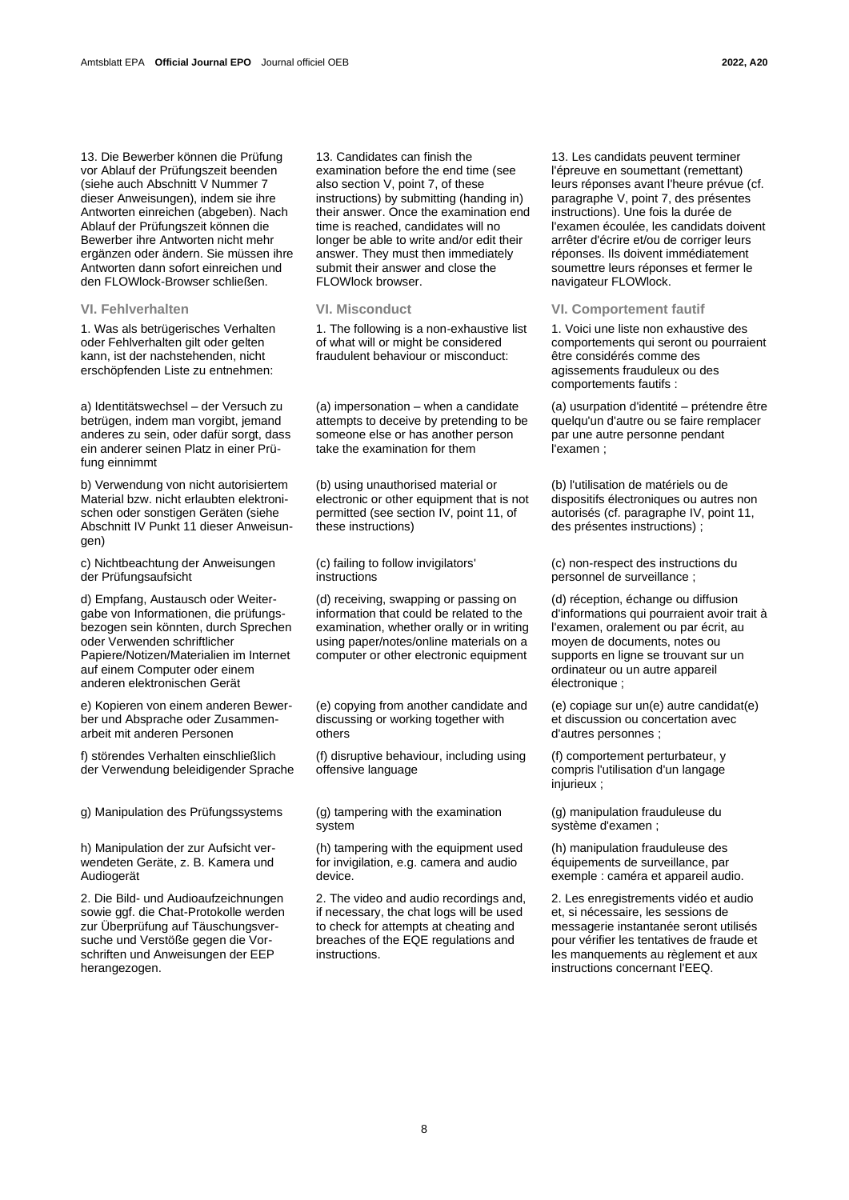13. Die Bewerber können die Prüfung vor Ablauf der Prüfungszeit beenden (siehe auch Abschnitt V Nummer 7 dieser Anweisungen), indem sie ihre Antworten einreichen (abgeben). Nach Ablauf der Prüfungszeit können die Bewerber ihre Antworten nicht mehr ergänzen oder ändern. Sie müssen ihre Antworten dann sofort einreichen und den FLOWlock-Browser schließen.

### VI. Fehlverhalten

1. Was als betrügerisches Verhalten oder Fehlverhalten gilt oder gelten kann, ist der nachstehenden, nicht erschöpfenden Liste zu entnehmen:

a) Identitätswechsel – der Versuch zu betrügen, indem man vorgibt, jemand anderes zu sein, oder dafür sorgt, dass ein anderer seinen Platz in einer Prüfung einnimmt

b) Verwendung von nicht autorisiertem Material bzw. nicht erlaubten elektronischen oder sonstigen Geräten (siehe Abschnitt IV Punkt 11 dieser Anweisungen)

c) Nichtbeachtung der Anweisungen der Prüfungsaufsicht

d) Empfang, Austausch oder Weitergabe von Informationen, die prüfungsbezogen sein könnten, durch Sprechen oder Verwenden schriftlicher Papiere/Notizen/Materialien im Internet auf einem Computer oder einem anderen elektronischen Gerät

e) Kopieren von einem anderen Bewerber und Absprache oder Zusammenarbeit mit anderen Personen

f) störendes Verhalten einschließlich der Verwendung beleidigender Sprache

g) Manipulation des Prüfungssystems

h) Manipulation der zur Aufsicht verwendeten Geräte, z. B. Kamera und Audiogerät

2. Die Bild- und Audioaufzeichnungen sowie ggf. die Chat-Protokolle werden zur Überprüfung auf Täuschungsversuche und Verstöße gegen die Vorschriften und Anweisungen der EEP herangezogen.

13. Candidates can finish the examination before the end time (see also section V, point 7, of these instructions) by submitting (handing in) their answer. Once the examination end time is reached, candidates will no longer be able to write and/or edit their answer. They must then immediately submit their answer and close the FLOWlock browser.

### VI. Misconduct

1. The following is a non-exhaustive list of what will or might be considered fraudulent behaviour or misconduct:

(a) impersonation – when a candidate attempts to deceive by pretending to be someone else or has another person take the examination for them

(b) using unauthorised material or electronic or other equipment that is not permitted (see section IV, point 11, of these instructions)

(c) failing to follow invigilators' instructions

(d) receiving, swapping or passing on information that could be related to the examination, whether orally or in writing using paper/notes/online materials on a computer or other electronic equipment

(e) copying from another candidate and discussing or working together with others

(f) disruptive behaviour, including using offensive language

(g) tampering with the examination system

(h) tampering with the equipment used for invigilation, e.g. camera and audio device.

2. The video and audio recordings and, if necessary, the chat logs will be used to check for attempts at cheating and breaches of the EQE regulations and instructions.

13. Les candidats peuvent terminer l'épreuve en soumettant (remettant) leurs réponses avant l'heure prévue (cf. paragraphe V, point 7, des présentes instructions). Une fois la durée de l'examen écoulée, les candidats doivent arrêter d'écrire et/ou de corriger leurs réponses. Ils doivent immédiatement soumettre leurs réponses et fermer le navigateur FLOWlock.

### VI. Comportement fautif

1. Voici une liste non exhaustive des comportements qui seront ou pourraient être considérés comme des agissements frauduleux ou des comportements fautifs :

(a) usurpation d'identité – prétendre être quelqu'un d'autre ou se faire remplacer par une autre personne pendant l'examen ;

(b) l'utilisation de matériels ou de dispositifs électroniques ou autres non autorisés (cf. paragraphe IV, point 11, des présentes instructions) ;

(c) non-respect des instructions du personnel de surveillance ;

(d) réception, échange ou diffusion d'informations qui pourraient avoir trait à l'examen, oralement ou par écrit, au moyen de documents, notes ou supports en ligne se trouvant sur un ordinateur ou un autre appareil électronique ;

(e) copiage sur un(e) autre candidat(e) et discussion ou concertation avec d'autres personnes ;

(f) comportement perturbateur, y compris l'utilisation d'un langage injurieux ;

(g) manipulation frauduleuse du système d'examen ;

(h) manipulation frauduleuse des équipements de surveillance, par exemple : caméra et appareil audio.

2. Les enregistrements vidéo et audio et, si nécessaire, les sessions de messagerie instantanée seront utilisés pour vérifier les tentatives de fraude et les manquements au règlement et aux instructions concernant l'EEQ.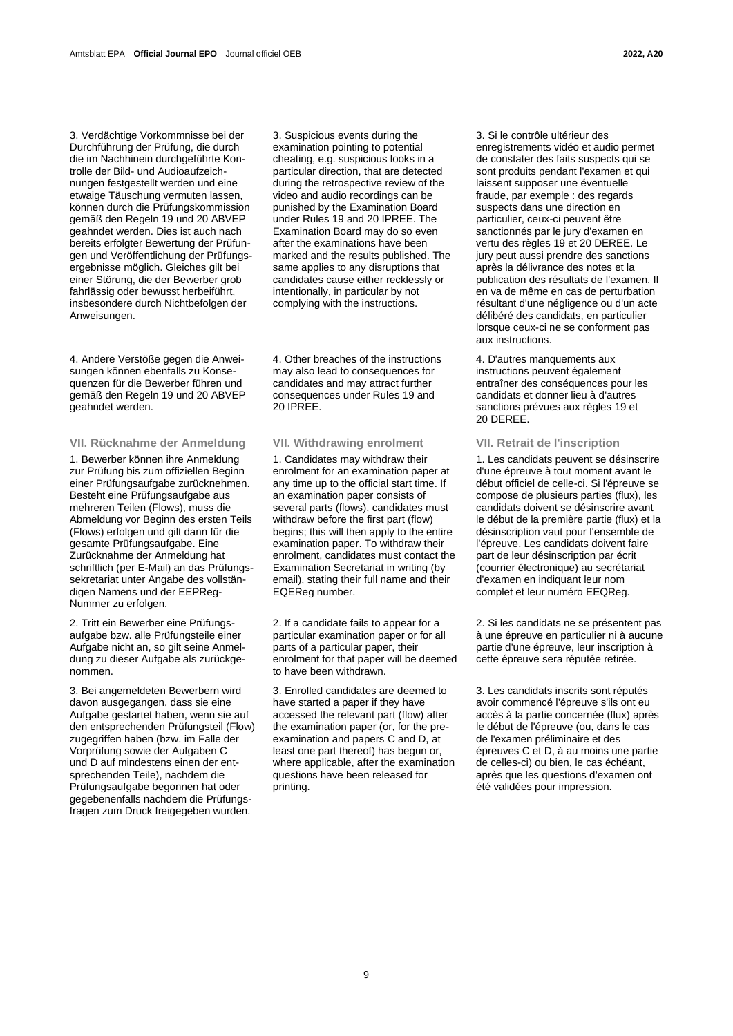3. Verdächtige Vorkommnisse bei der Durchführung der Prüfung, die durch die im Nachhinein durchgeführte Kontrolle der Bild- und Audioaufzeichnungen festgestellt werden und eine etwaige Täuschung vermuten lassen, können durch die Prüfungskommission gemäß den Regeln 19 und 20 ABVEP geahndet werden. Dies ist auch nach bereits erfolgter Bewertung der Prüfungen und Veröffentlichung der Prüfungsergebnisse möglich. Gleiches gilt bei einer Störung, die der Bewerber grob fahrlässig oder bewusst herbeiführt, insbesondere durch Nichtbefolgen der Anweisungen.

4. Andere Verstöße gegen die Anweisungen können ebenfalls zu Konsequenzen für die Bewerber führen und gemäß den Regeln 19 und 20 ABVEP geahndet werden.

## VII. Rücknahme der Anmeldung

1. Bewerber können ihre Anmeldung zur Prüfung bis zum offiziellen Beginn einer Prüfungsaufgabe zurücknehmen. Besteht eine Prüfungsaufgabe aus mehreren Teilen (Flows), muss die Abmeldung vor Beginn des ersten Teils (Flows) erfolgen und gilt dann für die gesamte Prüfungsaufgabe. Eine Zurücknahme der Anmeldung hat schriftlich (per E-Mail) an das Prüfungssekretariat unter Angabe des vollständigen Namens und der EEPReg-Nummer zu erfolgen.

2. Tritt ein Bewerber eine Prüfungsaufgabe bzw. alle Prüfungsteile einer Aufgabe nicht an, so gilt seine Anmeldung zu dieser Aufgabe als zurückgenommen.

3. Bei angemeldeten Bewerbern wird davon ausgegangen, dass sie eine Aufgabe gestartet haben, wenn sie auf den entsprechenden Prüfungsteil (Flow) zugegriffen haben (bzw. im Falle der Vorprüfung sowie der Aufgaben C und D auf mindestens einen der entsprechenden Teile), nachdem die Prüfungsaufgabe begonnen hat oder gegebenenfalls nachdem die Prüfungsfragen zum Druck freigegeben wurden.

3. Suspicious events during the examination pointing to potential cheating, e.g. suspicious looks in a particular direction, that are detected during the retrospective review of the video and audio recordings can be punished by the Examination Board under Rules 19 and 20 IPREE. The Examination Board may do so even after the examinations have been marked and the results published. The same applies to any disruptions that candidates cause either recklessly or intentionally, in particular by not complying with the instructions.

4. Other breaches of the instructions may also lead to consequences for candidates and may attract further consequences under Rules 19 and 20 IPREE.

## VII. Withdrawing enrolment

1. Candidates may withdraw their enrolment for an examination paper at any time up to the official start time. If an examination paper consists of several parts (flows), candidates must withdraw before the first part (flow) begins; this will then apply to the entire examination paper. To withdraw their enrolment, candidates must contact the Examination Secretariat in writing (by email), stating their full name and their EQEReg number.

2. If a candidate fails to appear for a particular examination paper or for all parts of a particular paper, their enrolment for that paper will be deemed to have been withdrawn.

3. Enrolled candidates are deemed to have started a paper if they have accessed the relevant part (flow) after the examination paper (or, for the pre-examination and papers C and D, at least one part thereof) has begun or, where applicable, after the examination questions have been released for printing.

3. Si le contrôle ultérieur des enregistrements vidéo et audio permet de constater des faits suspects qui se sont produits pendant l'examen et qui laissent supposer une éventuelle fraude, par exemple : des regards suspects dans une direction en particulier, ceux-ci peuvent être sanctionnés par le jury d'examen en vertu des règles 19 et 20 DEREE. Le jury peut aussi prendre des sanctions après la délivrance des notes et la publication des résultats de l'examen. Il en va de même en cas de perturbation résultant d'une négligence ou d'un acte délibéré des candidats, en particulier lorsque ceux-ci ne se conforment pas aux instructions.

4. D'autres manquements aux instructions peuvent également entraîner des conséquences pour les candidats et donner lieu à d'autres sanctions prévues aux règles 19 et 20 DEREE.

## VII. Retrait de l'inscription

1. Les candidats peuvent se désinscrire d'une épreuve à tout moment avant le début officiel de celle-ci. Si l'épreuve se compose de plusieurs parties (flux), les candidats doivent se désinscrire avant le début de la première partie (flux) et la désinscription vaut pour l'ensemble de l'épreuve. Les candidats doivent faire part de leur désinscription par écrit (courrier électronique) au secrétariat d'examen en indiquant leur nom complet et leur numéro EEQReg.

2. Si les candidats ne se présentent pas à une épreuve en particulier ni à aucune partie d'une épreuve, leur inscription à cette épreuve sera réputée retirée.

3. Les candidats inscrits sont réputés avoir commencé l'épreuve s'ils ont eu accès à la partie concernée (flux) après le début de l'épreuve (ou, dans le cas de l'examen préliminaire et des épreuves C et D, à au moins une partie de celles-ci) ou bien, le cas échéant, après que les questions d'examen ont été validées pour impression.